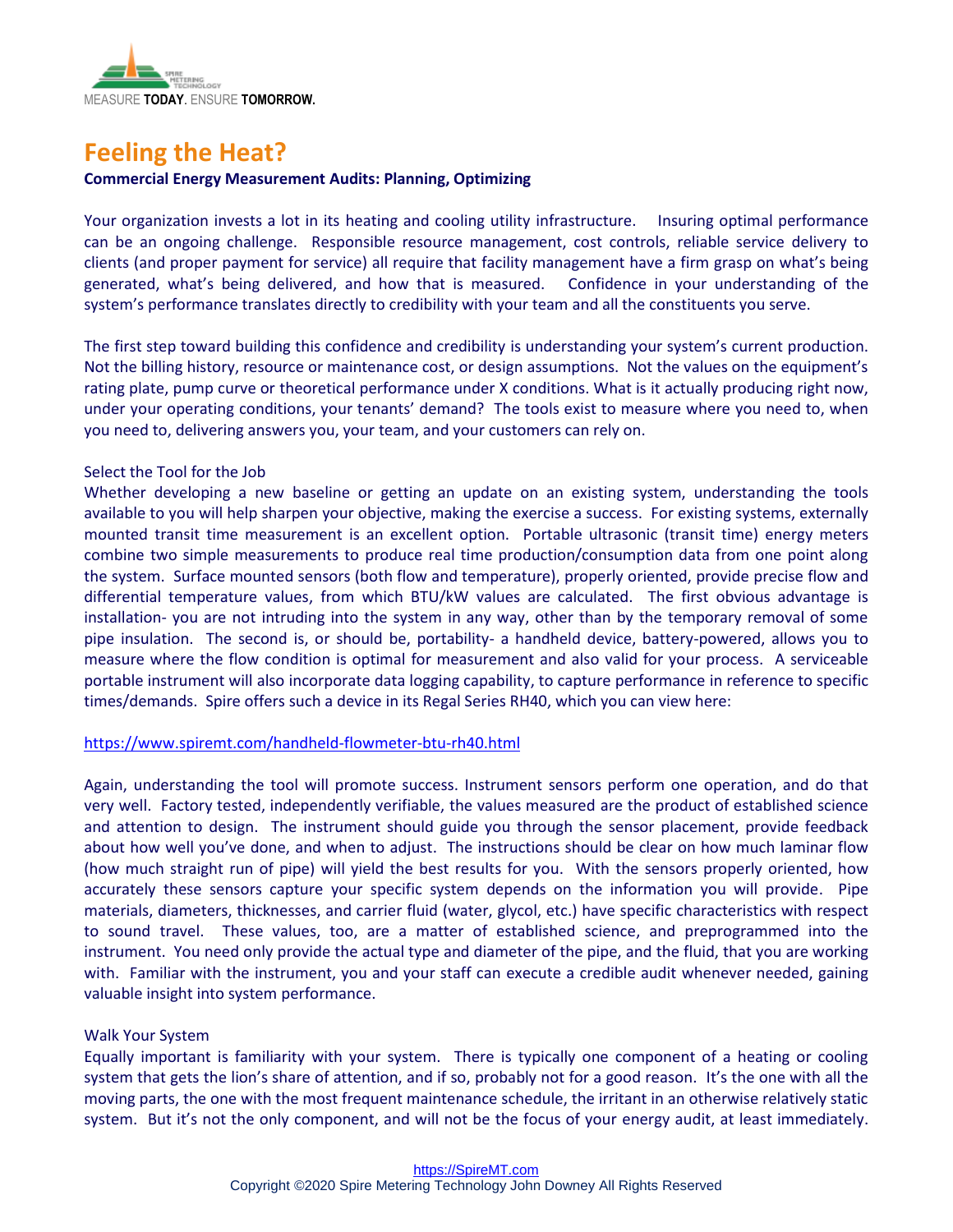MEASURE **TODAY**. ENSURE **TOMORROW.**

# Feeling the Heat?

**Commercial Energy Measurement Audits: Planning, Optimizing**

Your organization invests a lot in its heating and cooling utility infrastructure. Insuring optimal performance can be an ongoing challenge. Responsible resource management, cost controls, reliable service delivery to clients (and proper payment for service) all require that facility management have a firm grasp on what's being generated, what's being delivered, and how that is measured. Confidence in your understanding of the system's performance translates directly to credibility with your team and all the constituents you serve.

The first step toward building this confidence and credibility is understanding your system's current production. Not the billing history, resource or maintenance cost, or design assumptions. Not the values on the equipment's rating plate, pump curve or theoretical performance under X conditions. What is it actually producing right now, under your operating conditions, your tenants' demand? The tools exist to measure where you need to, when you need to, delivering answers you, your team, and your customers can rely on.

## Select the Tool for the Job

Whether developing a new baseline or getting an update on an existing system, understanding the tools available to you will help sharpen your objective, making the exercise a success. For existing systems, externally mounted transit time measurement is an excellent option. Portable ultrasonic (transit time) energy meters combine two simple measurements to produce real time production/consumption data from one point along the system. Surface mounted sensors (both flow and temperature), properly oriented, provide precise flow and differential temperature values, from which BTU/kW values are calculated. The first obvious advantage is installation- you are not intruding into the system in any way, other than by the temporary removal of some pipe insulation. The second is, or should be, portability- a handheld device, battery-powered, allows you to measure where the flow condition is optimal for measurement and also valid for your process. A serviceable portable instrument will also incorporate data logging capability, to capture performance in reference to specific times/demands. Spire offers such a device in its Regal Series RH40, which you can view here:

https://www.spiremt.com/handheld-flowmeter-btu-rh40.html

Again, understanding the tool will promote success. Instrument sensors perform one operation, and do that very well. Factory tested, independently verifiable, the values measured are the product of established science and attention to design. The instrument should guide you through the sensor placement, provide feedback about how well you've done, and when to adjust. The instructions should be clear on how much laminar flow (how much straight run of pipe) will yield the best results for you. With the sensors properly oriented, how accurately these sensors capture your specific system depends on the information you will provide. Pipe materials, diameters, thicknesses, and carrier fluid (water, glycol, etc.) have specific characteristics with respect to sound travel. These values, too, are a matter of established science, and preprogrammed into the instrument. You need only provide the actual type and diameter of the pipe, and the fluid, that you are working with. Familiar with the instrument, you and your staff can execute a credible audit whenever needed, gaining valuable insight into system performance.

## Walk Your System

Equally important is familiarity with your system. There is typically one component of a heating or cooling system that gets the lion's share of attention, and if so, probably not for a good reason. It's the one with all the moving parts, the one with the most frequent maintenance schedule, the irritant in an otherwise relatively static system. But it's not the only component, and will not be the focus of your energy audit, at least immediately.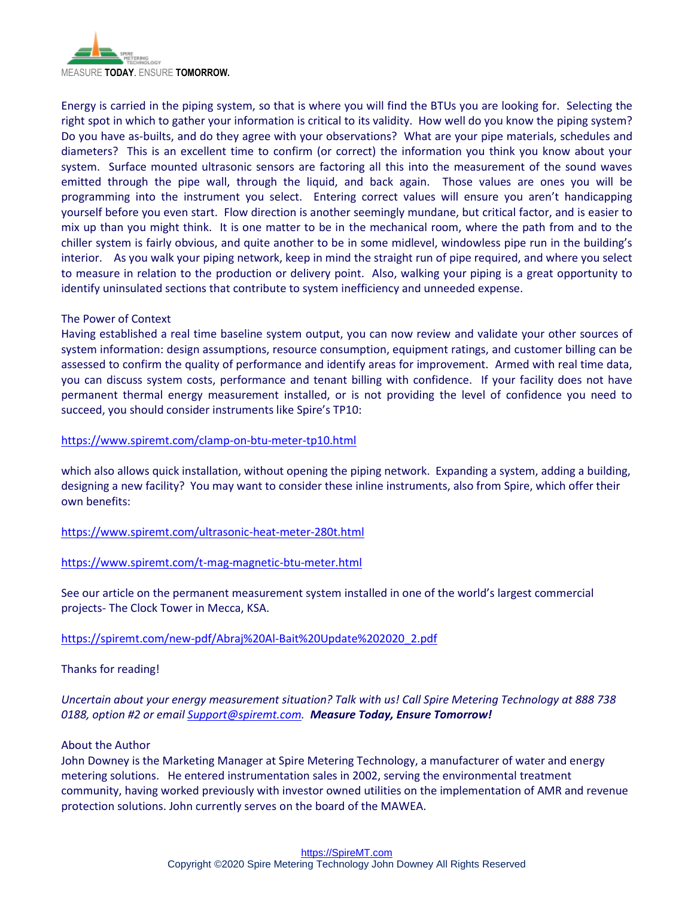Energy is carried in the piping system, so that is where you will find the BTUs you are looking for. Selecting the right spot in which to gather your information is critical to its validity. How well do you know the piping system? Do you have as-builts, and do they agree with your observations? What are your pipe materials, schedules and diameters? This is an excellent time to confirm (or correct) the information you think you know about your system. Surface mounted ultrasonic sensors are factoring all this into the measurement of the sound waves emitted through the pipe wall, through the liquid, and back again. Those values are ones you will be programming into the instrument you select. Entering correct values will ensure you aren't handicapping yourself before you even start. Flow direction is another seemingly mundane, but critical factor, and is easier to mix up than you might think. It is one matter to be in the mechanical room, where the path from and to the chiller system is fairly obvious, and quite another to be in some midlevel, windowless pipe run in the building's interior. As you walk your piping network, keep in mind the straight run of pipe required, and where you select to measure in relation to the production or delivery point. Also, walking your piping is a great opportunity to identify uninsulated sections that contribute to system inefficiency and unneeded expense.

## The Power of Context

Having established a real time baseline system output, you can now review and validate your other sources of system information: design assumptions, resource consumption, equipment ratings, and customer billing can be assessed to confirm the quality of performance and identify areas for improvement. Armed with real time data, you can discuss system costs, performance and tenant billing with confidence. If your facility does not have permanent thermal energy measurement installed, or is not providing the level of confidence you need to succeed, you should consider instruments like Spire's TP10:

https://www.spiremt.com/clamp-on-btu-meter-tp10.html

which also allows quick installation, without opening the piping network. Expanding a system, adding a building, designing a new facility? You may want to consider these inline instruments, also from Spire, which offer their own benefits:

https://www.spiremt.com/ultrasonic-heat-meter-280t.html

https://www.spiremt.com/t-mag-magnetic-btu-meter.html

See our article on the permanent measurement system installed in one of the world's largest commercial projects- The Clock Tower in Mecca, KSA.

https://spiremt.com/new-pdf/Abraj%20Al-Bait%20Update%202020_2.pdf

Thanks for reading!

*Uncertain about your energy measurement situation? Talk with us! Call Spire Metering Technology at 888 738 0188, option #2 or email Support@spiremt.com.* ***Measure Today, Ensure Tomorrow!***

## About the Author

John Downey is the Marketing Manager at Spire Metering Technology, a manufacturer of water and energy metering solutions. He entered instrumentation sales in 2002, serving the environmental treatment community, having worked previously with investor owned utilities on the implementation of AMR and revenue protection solutions. John currently serves on the board of the MAWEA.